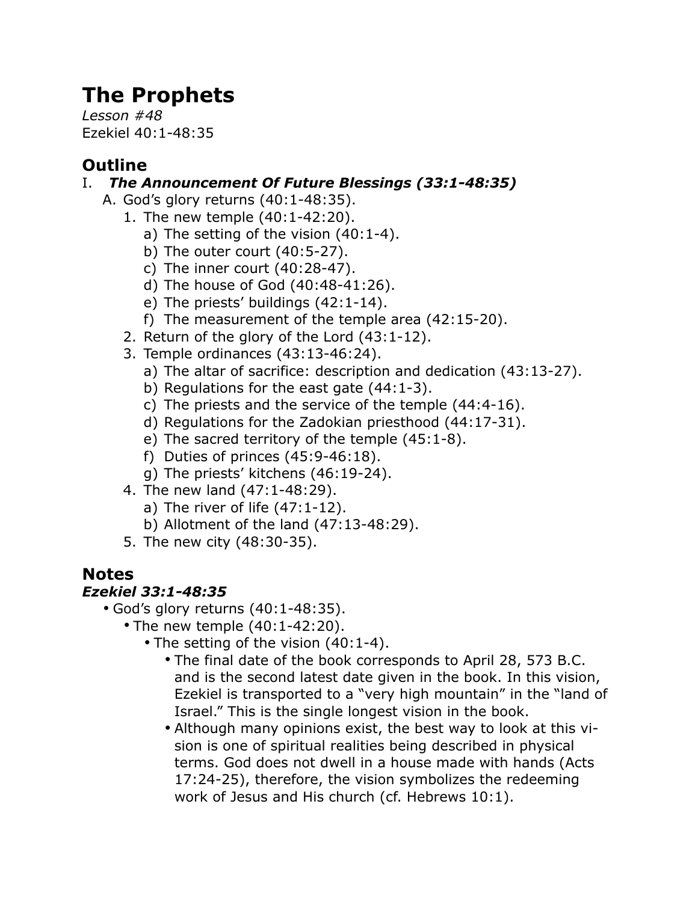# The Prophets

*Lesson #48*
Ezekiel 40:1-48:35

## Outline

I. ***The Announcement Of Future Blessings (33:1-48:35)***
   A. God's glory returns (40:1-48:35).
      1. The new temple (40:1-42:20).
         a) The setting of the vision (40:1-4).
         b) The outer court (40:5-27).
         c) The inner court (40:28-47).
         d) The house of God (40:48-41:26).
         e) The priests' buildings (42:1-14).
         f) The measurement of the temple area (42:15-20).
      2. Return of the glory of the Lord (43:1-12).
      3. Temple ordinances (43:13-46:24).
         a) The altar of sacrifice: description and dedication (43:13-27).
         b) Regulations for the east gate (44:1-3).
         c) The priests and the service of the temple (44:4-16).
         d) Regulations for the Zadokian priesthood (44:17-31).
         e) The sacred territory of the temple (45:1-8).
         f) Duties of princes (45:9-46:18).
         g) The priests' kitchens (46:19-24).
      4. The new land (47:1-48:29).
         a) The river of life (47:1-12).
         b) Allotment of the land (47:13-48:29).
      5. The new city (48:30-35).

## Notes

### *Ezekiel 33:1-48:35*

- God's glory returns (40:1-48:35).
  - The new temple (40:1-42:20).
    - The setting of the vision (40:1-4).
      - The final date of the book corresponds to April 28, 573 B.C. and is the second latest date given in the book. In this vision, Ezekiel is transported to a "very high mountain" in the "land of Israel." This is the single longest vision in the book.
      - Although many opinions exist, the best way to look at this vision is one of spiritual realities being described in physical terms. God does not dwell in a house made with hands (Acts 17:24-25), therefore, the vision symbolizes the redeeming work of Jesus and His church (cf. Hebrews 10:1).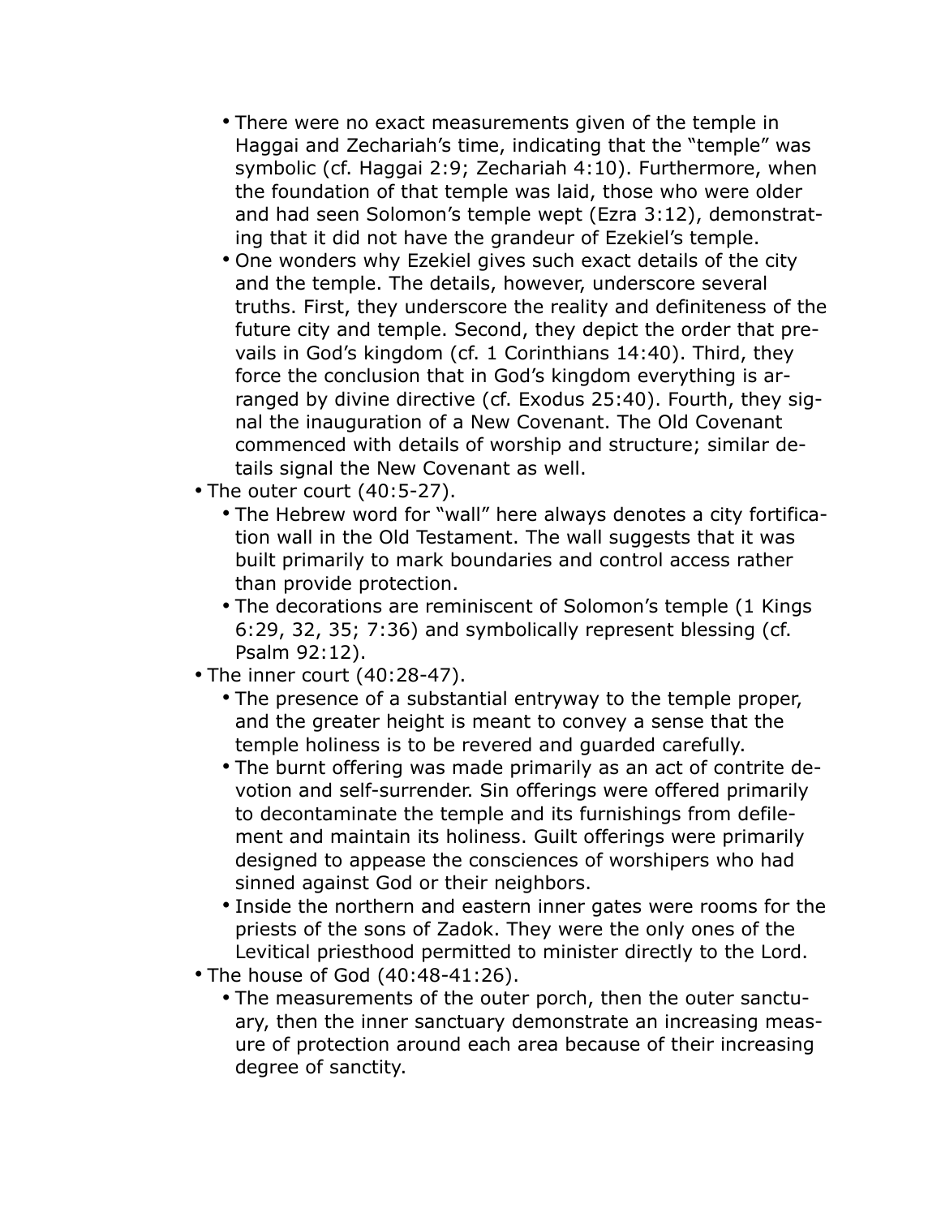- There were no exact measurements given of the temple in Haggai and Zechariah's time, indicating that the "temple" was symbolic (cf. Haggai 2:9; Zechariah 4:10). Furthermore, when the foundation of that temple was laid, those who were older and had seen Solomon's temple wept (Ezra 3:12), demonstrating that it did not have the grandeur of Ezekiel's temple.
  - One wonders why Ezekiel gives such exact details of the city and the temple. The details, however, underscore several truths. First, they underscore the reality and definiteness of the future city and temple. Second, they depict the order that prevails in God's kingdom (cf. 1 Corinthians 14:40). Third, they force the conclusion that in God's kingdom everything is arranged by divine directive (cf. Exodus 25:40). Fourth, they signal the inauguration of a New Covenant. The Old Covenant commenced with details of worship and structure; similar details signal the New Covenant as well.
- The outer court (40:5-27).
  - The Hebrew word for "wall" here always denotes a city fortification wall in the Old Testament. The wall suggests that it was built primarily to mark boundaries and control access rather than provide protection.
  - The decorations are reminiscent of Solomon's temple (1 Kings 6:29, 32, 35; 7:36) and symbolically represent blessing (cf. Psalm 92:12).
- The inner court (40:28-47).
  - The presence of a substantial entryway to the temple proper, and the greater height is meant to convey a sense that the temple holiness is to be revered and guarded carefully.
  - The burnt offering was made primarily as an act of contrite devotion and self-surrender. Sin offerings were offered primarily to decontaminate the temple and its furnishings from defilement and maintain its holiness. Guilt offerings were primarily designed to appease the consciences of worshipers who had sinned against God or their neighbors.
  - Inside the northern and eastern inner gates were rooms for the priests of the sons of Zadok. They were the only ones of the Levitical priesthood permitted to minister directly to the Lord.
- The house of God (40:48-41:26).
  - The measurements of the outer porch, then the outer sanctuary, then the inner sanctuary demonstrate an increasing measure of protection around each area because of their increasing degree of sanctity.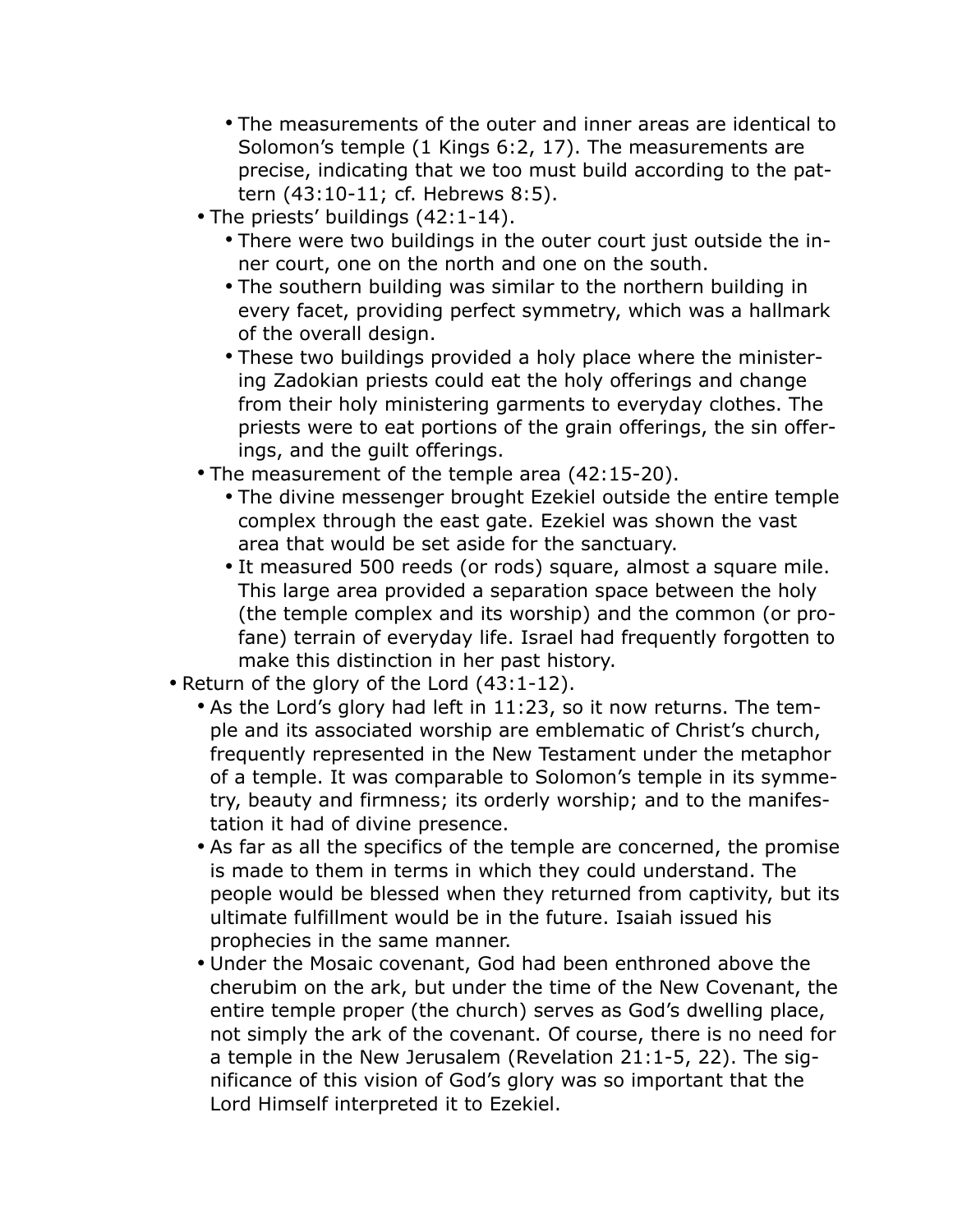- The measurements of the outer and inner areas are identical to Solomon's temple (1 Kings 6:2, 17). The measurements are precise, indicating that we too must build according to the pattern (43:10-11; cf. Hebrews 8:5).
  - The priests' buildings (42:1-14).
    - There were two buildings in the outer court just outside the inner court, one on the north and one on the south.
    - The southern building was similar to the northern building in every facet, providing perfect symmetry, which was a hallmark of the overall design.
    - These two buildings provided a holy place where the ministering Zadokian priests could eat the holy offerings and change from their holy ministering garments to everyday clothes. The priests were to eat portions of the grain offerings, the sin offerings, and the guilt offerings.
  - The measurement of the temple area (42:15-20).
    - The divine messenger brought Ezekiel outside the entire temple complex through the east gate. Ezekiel was shown the vast area that would be set aside for the sanctuary.
    - It measured 500 reeds (or rods) square, almost a square mile. This large area provided a separation space between the holy (the temple complex and its worship) and the common (or profane) terrain of everyday life. Israel had frequently forgotten to make this distinction in her past history.
- Return of the glory of the Lord (43:1-12).
  - As the Lord's glory had left in 11:23, so it now returns. The temple and its associated worship are emblematic of Christ's church, frequently represented in the New Testament under the metaphor of a temple. It was comparable to Solomon's temple in its symmetry, beauty and firmness; its orderly worship; and to the manifestation it had of divine presence.
  - As far as all the specifics of the temple are concerned, the promise is made to them in terms in which they could understand. The people would be blessed when they returned from captivity, but its ultimate fulfillment would be in the future. Isaiah issued his prophecies in the same manner.
  - Under the Mosaic covenant, God had been enthroned above the cherubim on the ark, but under the time of the New Covenant, the entire temple proper (the church) serves as God's dwelling place, not simply the ark of the covenant. Of course, there is no need for a temple in the New Jerusalem (Revelation 21:1-5, 22). The significance of this vision of God's glory was so important that the Lord Himself interpreted it to Ezekiel.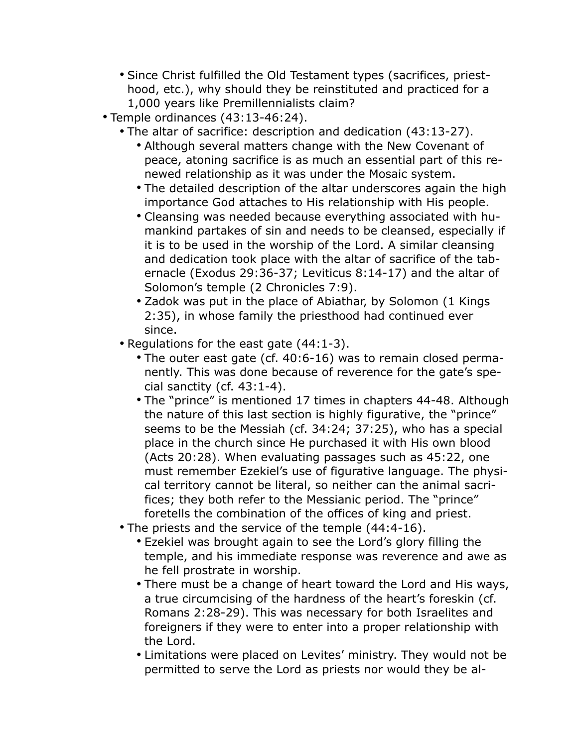- Since Christ fulfilled the Old Testament types (sacrifices, priesthood, etc.), why should they be reinstituted and practiced for a 1,000 years like Premillennialists claim?
- Temple ordinances (43:13-46:24).
  - The altar of sacrifice: description and dedication (43:13-27).
    - Although several matters change with the New Covenant of peace, atoning sacrifice is as much an essential part of this renewed relationship as it was under the Mosaic system.
    - The detailed description of the altar underscores again the high importance God attaches to His relationship with His people.
    - Cleansing was needed because everything associated with humankind partakes of sin and needs to be cleansed, especially if it is to be used in the worship of the Lord. A similar cleansing and dedication took place with the altar of sacrifice of the tabernacle (Exodus 29:36-37; Leviticus 8:14-17) and the altar of Solomon's temple (2 Chronicles 7:9).
    - Zadok was put in the place of Abiathar, by Solomon (1 Kings 2:35), in whose family the priesthood had continued ever since.
  - Regulations for the east gate (44:1-3).
    - The outer east gate (cf. 40:6-16) was to remain closed permanently. This was done because of reverence for the gate's special sanctity (cf. 43:1-4).
    - The "prince" is mentioned 17 times in chapters 44-48. Although the nature of this last section is highly figurative, the "prince" seems to be the Messiah (cf. 34:24; 37:25), who has a special place in the church since He purchased it with His own blood (Acts 20:28). When evaluating passages such as 45:22, one must remember Ezekiel's use of figurative language. The physical territory cannot be literal, so neither can the animal sacrifices; they both refer to the Messianic period. The "prince" foretells the combination of the offices of king and priest.
  - The priests and the service of the temple (44:4-16).
    - Ezekiel was brought again to see the Lord's glory filling the temple, and his immediate response was reverence and awe as he fell prostrate in worship.
    - There must be a change of heart toward the Lord and His ways, a true circumcising of the hardness of the heart's foreskin (cf. Romans 2:28-29). This was necessary for both Israelites and foreigners if they were to enter into a proper relationship with the Lord.
    - Limitations were placed on Levites' ministry. They would not be permitted to serve the Lord as priests nor would they be al-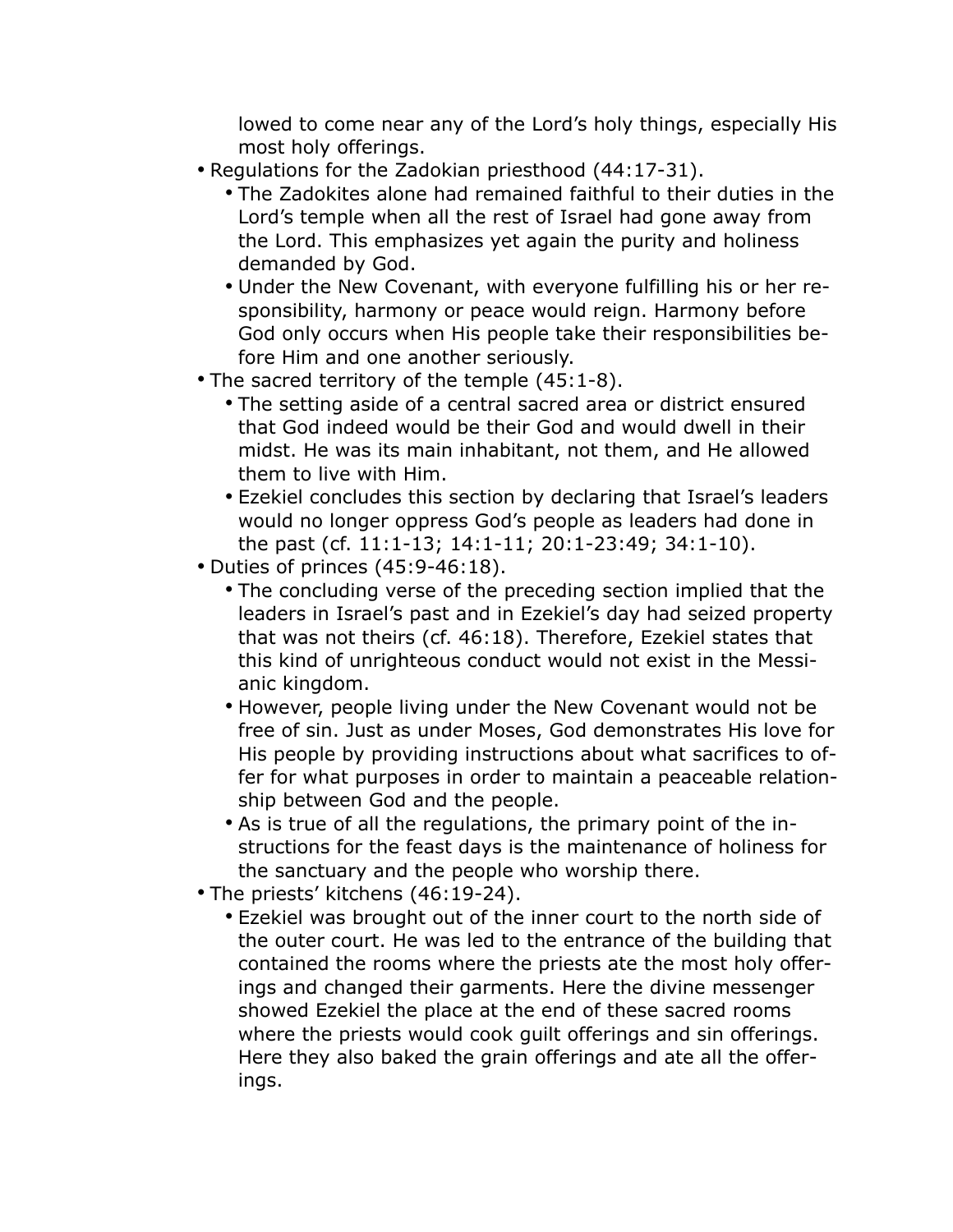lowed to come near any of the Lord's holy things, especially His most holy offerings.

- Regulations for the Zadokian priesthood (44:17-31).
  - The Zadokites alone had remained faithful to their duties in the Lord's temple when all the rest of Israel had gone away from the Lord. This emphasizes yet again the purity and holiness demanded by God.
  - Under the New Covenant, with everyone fulfilling his or her responsibility, harmony or peace would reign. Harmony before God only occurs when His people take their responsibilities before Him and one another seriously.
- The sacred territory of the temple (45:1-8).
  - The setting aside of a central sacred area or district ensured that God indeed would be their God and would dwell in their midst. He was its main inhabitant, not them, and He allowed them to live with Him.
  - Ezekiel concludes this section by declaring that Israel's leaders would no longer oppress God's people as leaders had done in the past (cf. 11:1-13; 14:1-11; 20:1-23:49; 34:1-10).
- Duties of princes (45:9-46:18).
  - The concluding verse of the preceding section implied that the leaders in Israel's past and in Ezekiel's day had seized property that was not theirs (cf. 46:18). Therefore, Ezekiel states that this kind of unrighteous conduct would not exist in the Messianic kingdom.
  - However, people living under the New Covenant would not be free of sin. Just as under Moses, God demonstrates His love for His people by providing instructions about what sacrifices to offer for what purposes in order to maintain a peaceable relationship between God and the people.
  - As is true of all the regulations, the primary point of the instructions for the feast days is the maintenance of holiness for the sanctuary and the people who worship there.
- The priests' kitchens (46:19-24).
  - Ezekiel was brought out of the inner court to the north side of the outer court. He was led to the entrance of the building that contained the rooms where the priests ate the most holy offerings and changed their garments. Here the divine messenger showed Ezekiel the place at the end of these sacred rooms where the priests would cook guilt offerings and sin offerings. Here they also baked the grain offerings and ate all the offerings.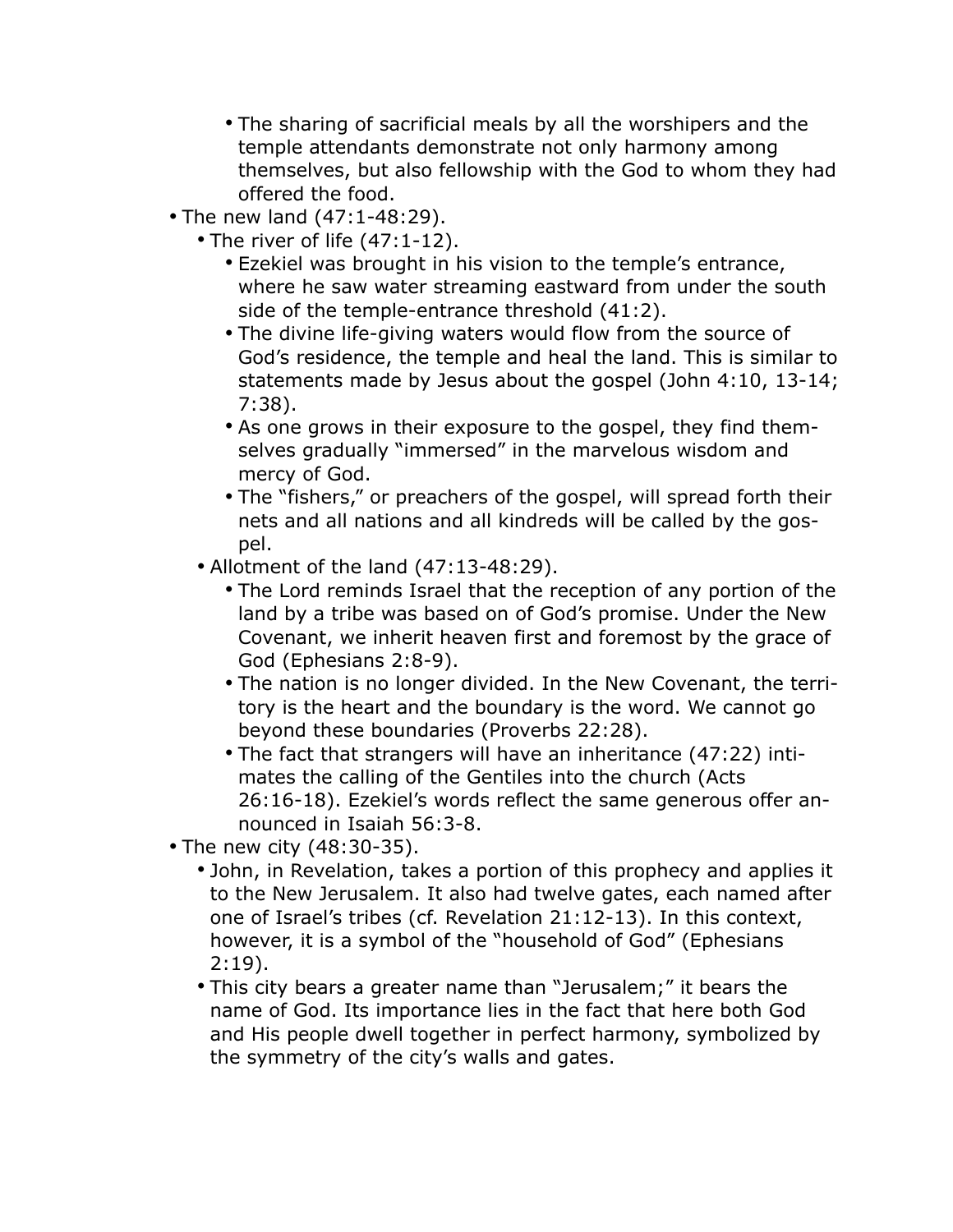- The sharing of sacrificial meals by all the worshipers and the temple attendants demonstrate not only harmony among themselves, but also fellowship with the God to whom they had offered the food.
- The new land (47:1-48:29).
  - The river of life (47:1-12).
    - Ezekiel was brought in his vision to the temple's entrance, where he saw water streaming eastward from under the south side of the temple-entrance threshold (41:2).
    - The divine life-giving waters would flow from the source of God's residence, the temple and heal the land. This is similar to statements made by Jesus about the gospel (John 4:10, 13-14; 7:38).
    - As one grows in their exposure to the gospel, they find themselves gradually "immersed" in the marvelous wisdom and mercy of God.
    - The "fishers," or preachers of the gospel, will spread forth their nets and all nations and all kindreds will be called by the gospel.
  - Allotment of the land (47:13-48:29).
    - The Lord reminds Israel that the reception of any portion of the land by a tribe was based on of God's promise. Under the New Covenant, we inherit heaven first and foremost by the grace of God (Ephesians 2:8-9).
    - The nation is no longer divided. In the New Covenant, the territory is the heart and the boundary is the word. We cannot go beyond these boundaries (Proverbs 22:28).
    - The fact that strangers will have an inheritance (47:22) intimates the calling of the Gentiles into the church (Acts 26:16-18). Ezekiel's words reflect the same generous offer announced in Isaiah 56:3-8.
- The new city (48:30-35).
  - John, in Revelation, takes a portion of this prophecy and applies it to the New Jerusalem. It also had twelve gates, each named after one of Israel's tribes (cf. Revelation 21:12-13). In this context, however, it is a symbol of the "household of God" (Ephesians 2:19).
  - This city bears a greater name than "Jerusalem;" it bears the name of God. Its importance lies in the fact that here both God and His people dwell together in perfect harmony, symbolized by the symmetry of the city's walls and gates.